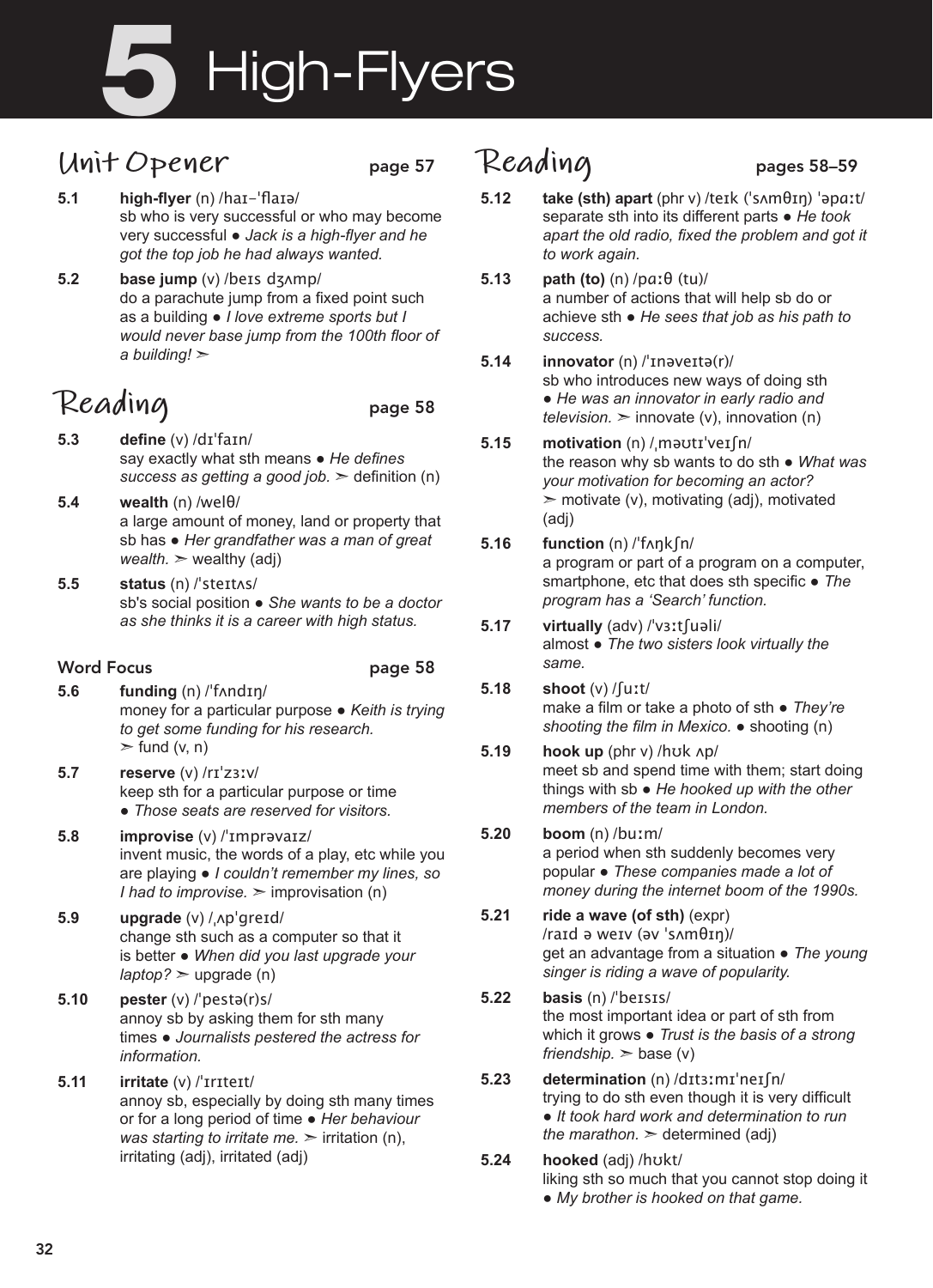# 5 High-Flyers

## Unit Opener — page 57

**5.1** **high-flyer** (n) /haɪ–ˈflaɪə/
sb who is very successful or who may become very successful ● *Jack is a high-flyer and he got the top job he had always wanted.*

**5.2** **base jump** (v) /beɪs dʒʌmp/
do a parachute jump from a fixed point such as a building ● *I love extreme sports but I would never base jump from the 100th floor of a building!* ➢

## Reading — page 58

**5.3** **define** (v) /dɪˈfaɪn/
say exactly what sth means ● *He defines success as getting a good job.* ➢ definition (n)

**5.4** **wealth** (n) /welθ/
a large amount of money, land or property that sb has ● *Her grandfather was a man of great wealth.* ➢ wealthy (adj)

**5.5** **status** (n) /ˈsteɪtʌs/
sb's social position ● *She wants to be a doctor as she thinks it is a career with high status.*

### Word Focus — page 58

**5.6** **funding** (n) /ˈfʌndɪŋ/
money for a particular purpose ● *Keith is trying to get some funding for his research.*
➢ fund (v, n)

**5.7** **reserve** (v) /rɪˈzɜːv/
keep sth for a particular purpose or time
● *Those seats are reserved for visitors.*

**5.8** **improvise** (v) /ˈɪmprəvaɪz/
invent music, the words of a play, etc while you are playing ● *I couldn't remember my lines, so I had to improvise.* ➢ improvisation (n)

**5.9** **upgrade** (v) /ˌʌpˈgreɪd/
change sth such as a computer so that it is better ● *When did you last upgrade your laptop?* ➢ upgrade (n)

**5.10** **pester** (v) /ˈpestə(r)s/
annoy sb by asking them for sth many times ● *Journalists pestered the actress for information.*

**5.11** **irritate** (v) /ˈɪrɪteɪt/
annoy sb, especially by doing sth many times or for a long period of time ● *Her behaviour was starting to irritate me.* ➢ irritation (n), irritating (adj), irritated (adj)

## Reading — pages 58–59

**5.12** **take (sth) apart** (phr v) /teɪk (ˈsʌmθɪŋ) ˈəpɑːt/
separate sth into its different parts ● *He took apart the old radio, fixed the problem and got it to work again.*

**5.13** **path (to)** (n) /pɑːθ (tu)/
a number of actions that will help sb do or achieve sth ● *He sees that job as his path to success.*

**5.14** **innovator** (n) /ˈɪnəveɪtə(r)/
sb who introduces new ways of doing sth
● *He was an innovator in early radio and television.* ➢ innovate (v), innovation (n)

**5.15** **motivation** (n) /ˌməʊtɪˈveɪʃn/
the reason why sb wants to do sth ● *What was your motivation for becoming an actor?*
➢ motivate (v), motivating (adj), motivated (adj)

**5.16** **function** (n) /ˈfʌŋkʃn/
a program or part of a program on a computer, smartphone, etc that does sth specific ● *The program has a 'Search' function.*

**5.17** **virtually** (adv) /ˈvɜːtʃuəli/
almost ● *The two sisters look virtually the same.*

**5.18** **shoot** (v) /ʃuːt/
make a film or take a photo of sth ● *They're shooting the film in Mexico.* ● shooting (n)

**5.19** **hook up** (phr v) /hʊk ʌp/
meet sb and spend time with them; start doing things with sb ● *He hooked up with the other members of the team in London.*

**5.20** **boom** (n) /buːm/
a period when sth suddenly becomes very popular ● *These companies made a lot of money during the internet boom of the 1990s.*

**5.21** **ride a wave (of sth)** (expr)
/raɪd ə weɪv (əv ˈsʌmθɪŋ)/
get an advantage from a situation ● *The young singer is riding a wave of popularity.*

**5.22** **basis** (n) /ˈbeɪsɪs/
the most important idea or part of sth from which it grows ● *Trust is the basis of a strong friendship.* ➢ base (v)

**5.23** **determination** (n) /dɪtɜːmɪˈneɪʃn/
trying to do sth even though it is very difficult
● *It took hard work and determination to run the marathon.* ➢ determined (adj)

**5.24** **hooked** (adj) /hʊkt/
liking sth so much that you cannot stop doing it
● *My brother is hooked on that game.*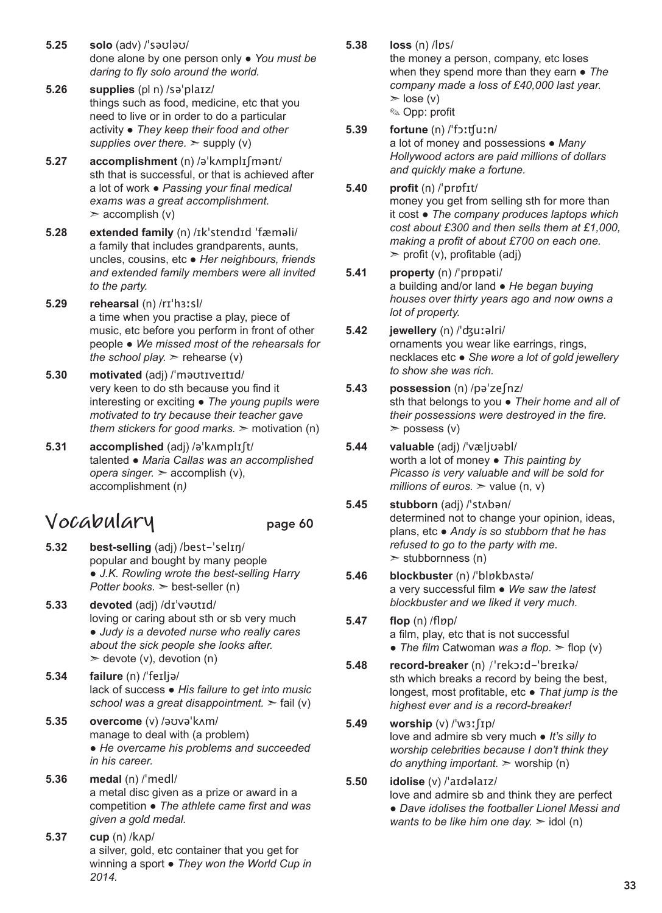**5.25** **solo** (adv) /ˈsəʊləʊ/
done alone by one person only ● *You must be daring to fly solo around the world.*

**5.26** **supplies** (pl n) /səˈplaɪz/
things such as food, medicine, etc that you need to live or in order to do a particular activity ● *They keep their food and other supplies over there.* ➢ supply (v)

**5.27** **accomplishment** (n) /əˈkʌmplɪʃmənt/
sth that is successful, or that is achieved after a lot of work ● *Passing your final medical exams was a great accomplishment.*
➢ accomplish (v)

**5.28** **extended family** (n) /ɪkˈstendɪd ˈfæməli/
a family that includes grandparents, aunts, uncles, cousins, etc ● *Her neighbours, friends and extended family members were all invited to the party.*

**5.29** **rehearsal** (n) /rɪˈhɜːsl/
a time when you practise a play, piece of music, etc before you perform in front of other people ● *We missed most of the rehearsals for the school play.* ➢ rehearse (v)

**5.30** **motivated** (adj) /ˈməʊtɪveɪtɪd/
very keen to do sth because you find it interesting or exciting ● *The young pupils were motivated to try because their teacher gave them stickers for good marks.* ➢ motivation (n)

**5.31** **accomplished** (adj) /əˈkʌmplɪʃt/
talented ● *Maria Callas was an accomplished opera singer.* ➢ accomplish (v), accomplishment (n)

## Vocabulary page 60

**5.32** **best-selling** (adj) /best-ˈselɪŋ/
popular and bought by many people
● *J.K. Rowling wrote the best-selling Harry Potter books.* ➢ best-seller (n)

**5.33** **devoted** (adj) /dɪˈvəʊtɪd/
loving or caring about sth or sb very much
● *Judy is a devoted nurse who really cares about the sick people she looks after.*
➢ devote (v), devotion (n)

**5.34** **failure** (n) /ˈfeɪljə/
lack of success ● *His failure to get into music school was a great disappointment.* ➢ fail (v)

**5.35** **overcome** (v) /əʊvəˈkʌm/
manage to deal with (a problem)
● *He overcame his problems and succeeded in his career.*

**5.36** **medal** (n) /ˈmedl/
a metal disc given as a prize or award in a competition ● *The athlete came first and was given a gold medal.*

**5.37** **cup** (n) /kʌp/
a silver, gold, etc container that you get for winning a sport ● *They won the World Cup in 2014.*

**5.38** **loss** (n) /lɒs/
the money a person, company, etc loses when they spend more than they earn ● *The company made a loss of £40,000 last year.*
➢ lose (v)
✎ Opp: profit

**5.39** **fortune** (n) /ˈfɔːtʃuːn/
a lot of money and possessions ● *Many Hollywood actors are paid millions of dollars and quickly make a fortune.*

**5.40** **profit** (n) /ˈprɒfɪt/
money you get from selling sth for more than it cost ● *The company produces laptops which cost about £300 and then sells them at £1,000, making a profit of about £700 on each one.*
➢ profit (v), profitable (adj)

**5.41** **property** (n) /ˈprɒpəti/
a building and/or land ● *He began buying houses over thirty years ago and now owns a lot of property.*

**5.42** **jewellery** (n) /ˈdʒuːəlri/
ornaments you wear like earrings, rings, necklaces etc ● *She wore a lot of gold jewellery to show she was rich.*

**5.43** **possession** (n) /pəˈzeʃnz/
sth that belongs to you ● *Their home and all of their possessions were destroyed in the fire.*
➢ possess (v)

**5.44** **valuable** (adj) /ˈvæljʊəbl/
worth a lot of money ● *This painting by Picasso is very valuable and will be sold for millions of euros.* ➢ value (n, v)

**5.45** **stubborn** (adj) /ˈstʌbən/
determined not to change your opinion, ideas, plans, etc ● *Andy is so stubborn that he has refused to go to the party with me.*
➢ stubbornness (n)

**5.46** **blockbuster** (n) /ˈblɒkbʌstə/
a very successful film ● *We saw the latest blockbuster and we liked it very much.*

**5.47** **flop** (n) /flɒp/
a film, play, etc that is not successful
● *The film* Catwoman *was a flop.* ➢ flop (v)

**5.48** **record-breaker** (n) /ˈrekɔːd-ˈbreɪkə/
sth which breaks a record by being the best, longest, most profitable, etc ● *That jump is the highest ever and is a record-breaker!*

**5.49** **worship** (v) /ˈwɜːʃɪp/
love and admire sb very much ● *It's silly to worship celebrities because I don't think they do anything important.* ➢ worship (n)

**5.50** **idolise** (v) /ˈaɪdəlaɪz/
love and admire sb and think they are perfect
● *Dave idolises the footballer Lionel Messi and wants to be like him one day.* ➢ idol (n)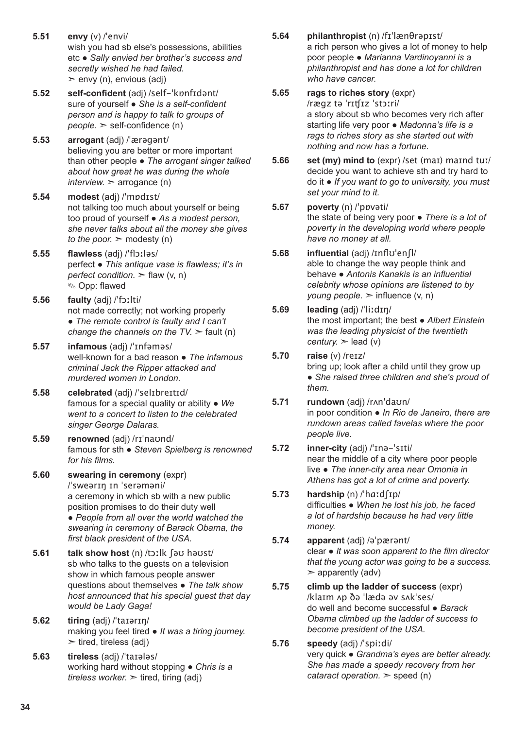**5.51** **envy** (v) /ˈenvi/
wish you had sb else's possessions, abilities etc ● *Sally envied her brother's success and secretly wished he had failed.*
➢ envy (n), envious (adj)

**5.52** **self-confident** (adj) /self-ˈkɒnfɪdənt/
sure of yourself ● *She is a self-confident person and is happy to talk to groups of people.* ➢ self-confidence (n)

**5.53** **arrogant** (adj) /ˈærəgənt/
believing you are better or more important than other people ● *The arrogant singer talked about how great he was during the whole interview.* ➢ arrogance (n)

**5.54** **modest** (adj) /ˈmɒdɪst/
not talking too much about yourself or being too proud of yourself ● *As a modest person, she never talks about all the money she gives to the poor.* ➢ modesty (n)

**5.55** **flawless** (adj) /ˈflɔːləs/
perfect ● *This antique vase is flawless; it's in perfect condition.* ➢ flaw (v, n)
✎ Opp: flawed

**5.56** **faulty** (adj) /ˈfɔːlti/
not made correctly; not working properly ● *The remote control is faulty and I can't change the channels on the TV.* ➢ fault (n)

**5.57** **infamous** (adj) /ˈɪnfəməs/
well-known for a bad reason ● *The infamous criminal Jack the Ripper attacked and murdered women in London.*

**5.58** **celebrated** (adj) /ˈselɪbreɪtɪd/
famous for a special quality or ability ● *We went to a concert to listen to the celebrated singer George Dalaras.*

**5.59** **renowned** (adj) /rɪˈnaʊnd/
famous for sth ● *Steven Spielberg is renowned for his films.*

**5.60** **swearing in ceremony** (expr)
/ˈsweərɪŋ ɪn ˈserəməni/
a ceremony in which sb with a new public position promises to do their duty well ● *People from all over the world watched the swearing in ceremony of Barack Obama, the first black president of the USA.*

**5.61** **talk show host** (n) /tɔːlk ʃəʊ həʊst/
sb who talks to the guests on a television show in which famous people answer questions about themselves ● *The talk show host announced that his special guest that day would be Lady Gaga!*

**5.62** **tiring** (adj) /ˈtaɪərɪŋ/
making you feel tired ● *It was a tiring journey.*
➢ tired, tireless (adj)

**5.63** **tireless** (adj) /ˈtaɪələs/
working hard without stopping ● *Chris is a tireless worker.* ➢ tired, tiring (adj)

**5.64** **philanthropist** (n) /fɪˈlænθrəpɪst/
a rich person who gives a lot of money to help poor people ● *Marianna Vardinoyanni is a philanthropist and has done a lot for children who have cancer.*

**5.65** **rags to riches story** (expr)
/rægz tə ˈrɪtʃɪz ˈstɔːri/
a story about sb who becomes very rich after starting life very poor ● *Madonna's life is a rags to riches story as she started out with nothing and now has a fortune.*

**5.66** **set (my) mind to** (expr) /set (maɪ) maɪnd tuː/
decide you want to achieve sth and try hard to do it ● *If you want to go to university, you must set your mind to it.*

**5.67** **poverty** (n) /ˈpɒvəti/
the state of being very poor ● *There is a lot of poverty in the developing world where people have no money at all.*

**5.68** **influential** (adj) /ɪnflʊˈenʃl/
able to change the way people think and behave ● *Antonis Kanakis is an influential celebrity whose opinions are listened to by young people.* ➢ influence (v, n)

**5.69** **leading** (adj) /ˈliːdɪŋ/
the most important; the best ● *Albert Einstein was the leading physicist of the twentieth century.* ➢ lead (v)

**5.70** **raise** (v) /reɪz/
bring up; look after a child until they grow up ● *She raised three children and she's proud of them.*

**5.71** **rundown** (adj) /rʌnˈdaʊn/
in poor condition ● *In Rio de Janeiro, there are rundown areas called favelas where the poor people live.*

**5.72** **inner-city** (adj) /ˈɪnə-ˈsɪti/
near the middle of a city where poor people live ● *The inner-city area near Omonia in Athens has got a lot of crime and poverty.*

**5.73** **hardship** (n) /ˈhɑːdʃɪp/
difficulties ● *When he lost his job, he faced a lot of hardship because he had very little money.*

**5.74** **apparent** (adj) /əˈpærənt/
clear ● *It was soon apparent to the film director that the young actor was going to be a success.*
➢ apparently (adv)

**5.75** **climb up the ladder of success** (expr)
/klaɪm ʌp ðə ˈlædə əv sʌkˈses/
do well and become successful ● *Barack Obama climbed up the ladder of success to become president of the USA.*

**5.76** **speedy** (adj) /ˈspiːdi/
very quick ● *Grandma's eyes are better already. She has made a speedy recovery from her cataract operation.* ➢ speed (n)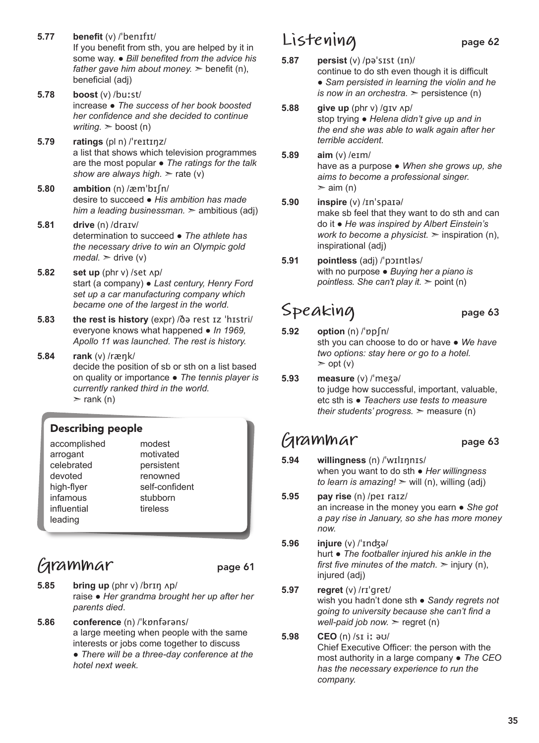**5.77** **benefit** (v) /ˈbenɪfɪt/
If you benefit from sth, you are helped by it in some way. ● *Bill benefited from the advice his father gave him about money.* ➢ benefit (n), beneficial (adj)

**5.78** **boost** (v) /buːst/
increase ● *The success of her book boosted her confidence and she decided to continue writing.* ➢ boost (n)

**5.79** **ratings** (pl n) /ˈreɪtɪŋz/
a list that shows which television programmes are the most popular ● *The ratings for the talk show are always high.* ➢ rate (v)

**5.80** **ambition** (n) /æmˈbɪʃn/
desire to succeed ● *His ambition has made him a leading businessman.* ➢ ambitious (adj)

**5.81** **drive** (n) /draɪv/
determination to succeed ● *The athlete has the necessary drive to win an Olympic gold medal.* ➢ drive (v)

**5.82** **set up** (phr v) /set ʌp/
start (a company) ● *Last century, Henry Ford set up a car manufacturing company which became one of the largest in the world.*

**5.83** **the rest is history** (expr) /ðə rest ɪz ˈhɪstri/
everyone knows what happened ● *In 1969, Apollo 11 was launched. The rest is history.*

**5.84** **rank** (v) /ræŋk/
decide the position of sb or sth on a list based on quality or importance ● *The tennis player is currently ranked third in the world.*
➢ rank (n)

### Describing people

| | |
|---|---|
| accomplished | modest |
| arrogant | motivated |
| celebrated | persistent |
| devoted | renowned |
| high-flyer | self-confident |
| infamous | stubborn |
| influential | tireless |
| leading | |

## Grammar page 61

**5.85** **bring up** (phr v) /brɪŋ ʌp/
raise ● *Her grandma brought her up after her parents died.*

**5.86** **conference** (n) /ˈkɒnfərəns/
a large meeting when people with the same interests or jobs come together to discuss ● *There will be a three-day conference at the hotel next week.*

## Listening page 62

**5.87** **persist** (v) /pəˈsɪst (ɪn)/
continue to do sth even though it is difficult ● *Sam persisted in learning the violin and he is now in an orchestra.* ➢ persistence (n)

**5.88** **give up** (phr v) /gɪv ʌp/
stop trying ● *Helena didn't give up and in the end she was able to walk again after her terrible accident.*

**5.89** **aim** (v) /eɪm/
have as a purpose ● *When she grows up, she aims to become a professional singer.*
➢ aim (n)

**5.90** **inspire** (v) /ɪnˈspaɪə/
make sb feel that they want to do sth and can do it ● *He was inspired by Albert Einstein's work to become a physicist.* ➢ inspiration (n), inspirational (adj)

**5.91** **pointless** (adj) /ˈpɔɪntləs/
with no purpose ● *Buying her a piano is pointless. She can't play it.* ➢ point (n)

## Speaking page 63

**5.92** **option** (n) /ˈɒpʃn/
sth you can choose to do or have ● *We have two options: stay here or go to a hotel.*
➢ opt (v)

**5.93** **measure** (v) /ˈmeʒə/
to judge how successful, important, valuable, etc sth is ● *Teachers use tests to measure their students' progress.* ➢ measure (n)

## Grammar page 63

**5.94** **willingness** (n) /ˈwɪlɪŋnɪs/
when you want to do sth ● *Her willingness to learn is amazing!* ➢ will (n), willing (adj)

**5.95** **pay rise** (n) /peɪ raɪz/
an increase in the money you earn ● *She got a pay rise in January, so she has more money now.*

**5.96** **injure** (v) /ˈɪnʤə/
hurt ● *The footballer injured his ankle in the first five minutes of the match.* ➢ injury (n), injured (adj)

**5.97** **regret** (v) /rɪˈgret/
wish you hadn't done sth ● *Sandy regrets not going to university because she can't find a well-paid job now.* ➢ regret (n)

**5.98** **CEO** (n) /sɪ iː əʊ/
Chief Executive Officer: the person with the most authority in a large company ● *The CEO has the necessary experience to run the company.*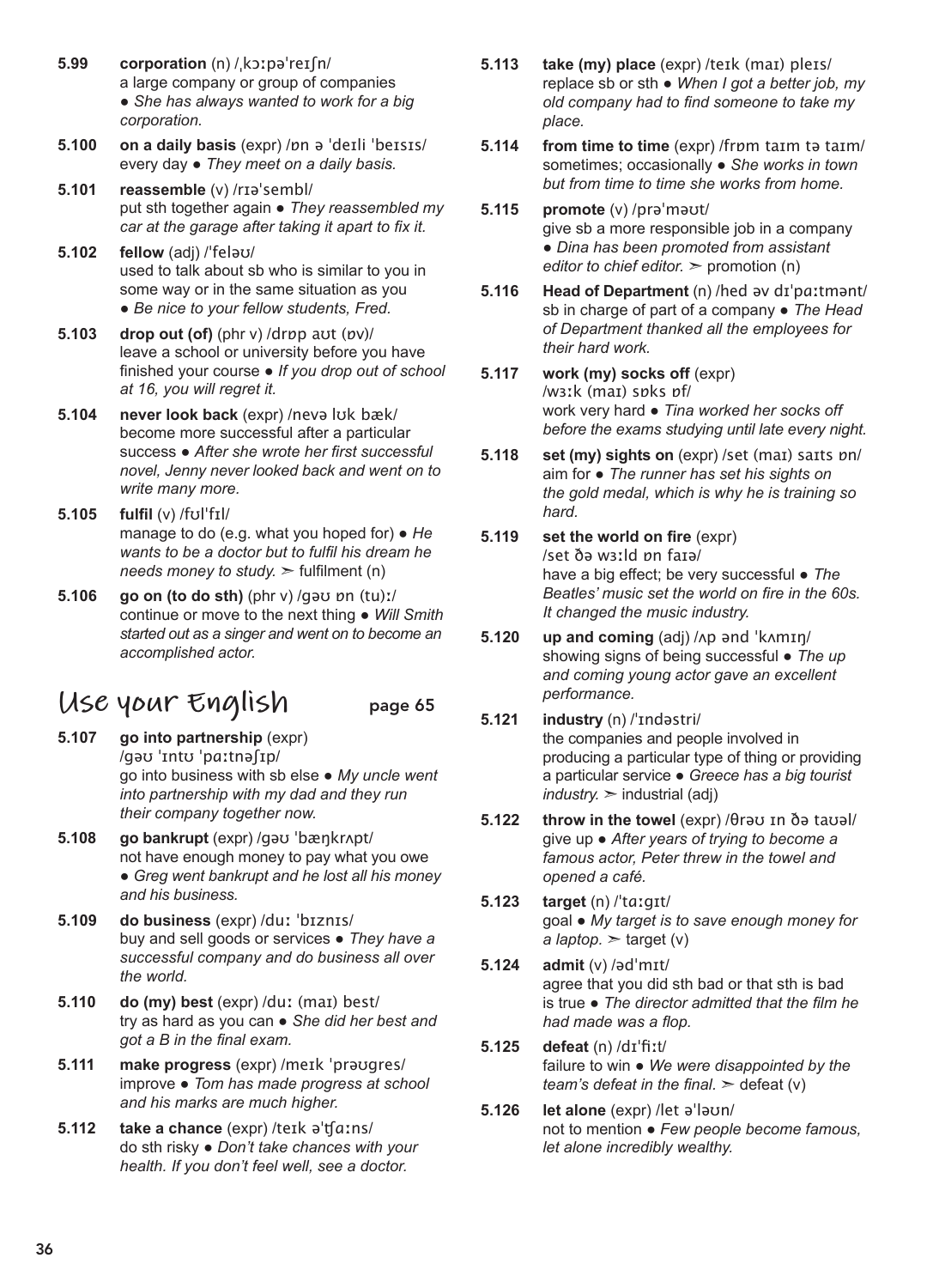**5.99** **corporation** (n) /ˌkɔːpəˈreɪʃn/
a large company or group of companies
● *She has always wanted to work for a big corporation.*

**5.100** **on a daily basis** (expr) /ɒn ə ˈdeɪli ˈbeɪsɪs/
every day ● *They meet on a daily basis.*

**5.101** **reassemble** (v) /rɪəˈsembl/
put sth together again ● *They reassembled my car at the garage after taking it apart to fix it.*

**5.102** **fellow** (adj) /ˈfeləʊ/
used to talk about sb who is similar to you in some way or in the same situation as you
● *Be nice to your fellow students, Fred.*

**5.103** **drop out (of)** (phr v) /drɒp aʊt (ɒv)/
leave a school or university before you have finished your course ● *If you drop out of school at 16, you will regret it.*

**5.104** **never look back** (expr) /nevə lʊk bæk/
become more successful after a particular success ● *After she wrote her first successful novel, Jenny never looked back and went on to write many more.*

**5.105** **fulfil** (v) /fʊlˈfɪl/
manage to do (e.g. what you hoped for) ● *He wants to be a doctor but to fulfil his dream he needs money to study.* ➣ fulfilment (n)

**5.106** **go on (to do sth)** (phr v) /gəʊ ɒn (tu)ː/
continue or move to the next thing ● *Will Smith started out as a singer and went on to become an accomplished actor.*

## Use your English — page 65

**5.107** **go into partnership** (expr)
/gəʊ ˈɪntʊ ˈpɑːtnəʃɪp/
go into business with sb else ● *My uncle went into partnership with my dad and they run their company together now.*

**5.108** **go bankrupt** (expr) /gəʊ ˈbæŋkrʌpt/
not have enough money to pay what you owe
● *Greg went bankrupt and he lost all his money and his business.*

**5.109** **do business** (expr) /duː ˈbɪznɪs/
buy and sell goods or services ● *They have a successful company and do business all over the world.*

**5.110** **do (my) best** (expr) /duː (maɪ) best/
try as hard as you can ● *She did her best and got a B in the final exam.*

**5.111** **make progress** (expr) /meɪk ˈprəʊgres/
improve ● *Tom has made progress at school and his marks are much higher.*

**5.112** **take a chance** (expr) /teɪk əˈtʃɑːns/
do sth risky ● *Don't take chances with your health. If you don't feel well, see a doctor.*

**5.113** **take (my) place** (expr) /teɪk (maɪ) pleɪs/
replace sb or sth ● *When I got a better job, my old company had to find someone to take my place.*

**5.114** **from time to time** (expr) /frɒm taɪm tə taɪm/
sometimes; occasionally ● *She works in town but from time to time she works from home.*

**5.115** **promote** (v) /prəˈməʊt/
give sb a more responsible job in a company
● *Dina has been promoted from assistant editor to chief editor.* ➣ promotion (n)

**5.116** **Head of Department** (n) /hed əv dɪˈpɑːtmənt/
sb in charge of part of a company ● *The Head of Department thanked all the employees for their hard work.*

**5.117** **work (my) socks off** (expr)
/wɜːk (maɪ) sɒks ɒf/
work very hard ● *Tina worked her socks off before the exams studying until late every night.*

**5.118** **set (my) sights on** (expr) /set (maɪ) saɪts ɒn/
aim for ● *The runner has set his sights on the gold medal, which is why he is training so hard.*

**5.119** **set the world on fire** (expr)
/set ðə wɜːld ɒn faɪə/
have a big effect; be very successful ● *The Beatles' music set the world on fire in the 60s. It changed the music industry.*

**5.120** **up and coming** (adj) /ʌp ənd ˈkʌmɪŋ/
showing signs of being successful ● *The up and coming young actor gave an excellent performance.*

**5.121** **industry** (n) /ˈɪndəstri/
the companies and people involved in producing a particular type of thing or providing a particular service ● *Greece has a big tourist industry.* ➣ industrial (adj)

**5.122** **throw in the towel** (expr) /θrəʊ ɪn ðə taʊəl/
give up ● *After years of trying to become a famous actor, Peter threw in the towel and opened a café.*

**5.123** **target** (n) /ˈtɑːgɪt/
goal ● *My target is to save enough money for a laptop.* ➣ target (v)

**5.124** **admit** (v) /ədˈmɪt/
agree that you did sth bad or that sth is bad is true ● *The director admitted that the film he had made was a flop.*

**5.125** **defeat** (n) /dɪˈfiːt/
failure to win ● *We were disappointed by the team's defeat in the final.* ➣ defeat (v)

**5.126** **let alone** (expr) /let əˈləʊn/
not to mention ● *Few people become famous, let alone incredibly wealthy.*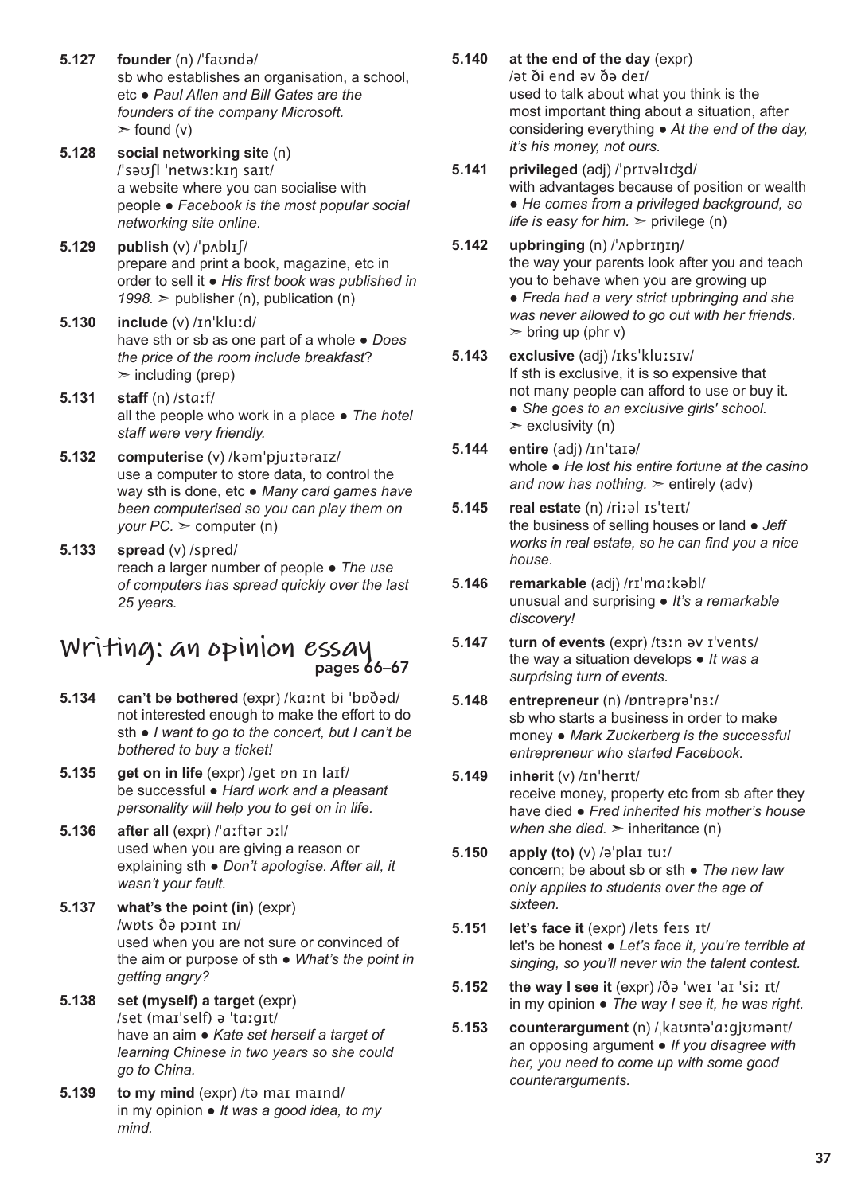**5.127** **founder** (n) /ˈfaʊndə/
sb who establishes an organisation, a school, etc ● *Paul Allen and Bill Gates are the founders of the company Microsoft.*
➣ found (v)

**5.128** **social networking site** (n) /ˈsəʊʃl ˈnetwɜːkɪŋ saɪt/
a website where you can socialise with people ● *Facebook is the most popular social networking site online.*

**5.129** **publish** (v) /ˈpʌblɪʃ/
prepare and print a book, magazine, etc in order to sell it ● *His first book was published in 1998.* ➣ publisher (n), publication (n)

**5.130** **include** (v) /ɪnˈkluːd/
have sth or sb as one part of a whole ● *Does the price of the room include breakfast?*
➣ including (prep)

**5.131** **staff** (n) /stɑːf/
all the people who work in a place ● *The hotel staff were very friendly.*

**5.132** **computerise** (v) /kəmˈpjuːtəraɪz/
use a computer to store data, to control the way sth is done, etc ● *Many card games have been computerised so you can play them on your PC.* ➣ computer (n)

**5.133** **spread** (v) /spred/
reach a larger number of people ● *The use of computers has spread quickly over the last 25 years.*

## Writing: an opinion essay pages 66–67

**5.134** **can't be bothered** (expr) /kɑːnt bi ˈbɒðəd/
not interested enough to make the effort to do sth ● *I want to go to the concert, but I can't be bothered to buy a ticket!*

**5.135** **get on in life** (expr) /get ɒn ɪn laɪf/
be successful ● *Hard work and a pleasant personality will help you to get on in life.*

**5.136** **after all** (expr) /ˈɑːftər ɔːl/
used when you are giving a reason or explaining sth ● *Don't apologise. After all, it wasn't your fault.*

**5.137** **what's the point (in)** (expr) /wɒts ðə pɔɪnt ɪn/
used when you are not sure or convinced of the aim or purpose of sth ● *What's the point in getting angry?*

**5.138** **set (myself) a target** (expr) /set (maɪˈself) ə ˈtɑːgɪt/
have an aim ● *Kate set herself a target of learning Chinese in two years so she could go to China.*

**5.139** **to my mind** (expr) /tə maɪ maɪnd/
in my opinion ● *It was a good idea, to my mind.*

**5.140** **at the end of the day** (expr) /ət ði end əv ðə deɪ/
used to talk about what you think is the most important thing about a situation, after considering everything ● *At the end of the day, it's his money, not ours.*

**5.141** **privileged** (adj) /ˈprɪvəlɪdʒd/
with advantages because of position or wealth ● *He comes from a privileged background, so life is easy for him.* ➣ privilege (n)

**5.142** **upbringing** (n) /ˈʌpbrɪŋɪŋ/
the way your parents look after you and teach you to behave when you are growing up ● *Freda had a very strict upbringing and she was never allowed to go out with her friends.*
➣ bring up (phr v)

**5.143** **exclusive** (adj) /ɪksˈkluːsɪv/
If sth is exclusive, it is so expensive that not many people can afford to use or buy it. ● *She goes to an exclusive girls' school.*
➣ exclusivity (n)

**5.144** **entire** (adj) /ɪnˈtaɪə/
whole ● *He lost his entire fortune at the casino and now has nothing.* ➣ entirely (adv)

**5.145** **real estate** (n) /riːəl ɪsˈteɪt/
the business of selling houses or land ● *Jeff works in real estate, so he can find you a nice house.*

**5.146** **remarkable** (adj) /rɪˈmɑːkəbl/
unusual and surprising ● *It's a remarkable discovery!*

**5.147** **turn of events** (expr) /tɜːn əv ɪˈvents/
the way a situation develops ● *It was a surprising turn of events.*

**5.148** **entrepreneur** (n) /ɒntrəprəˈnɜː/
sb who starts a business in order to make money ● *Mark Zuckerberg is the successful entrepreneur who started Facebook.*

**5.149** **inherit** (v) /ɪnˈherɪt/
receive money, property etc from sb after they have died ● *Fred inherited his mother's house when she died.* ➣ inheritance (n)

**5.150** **apply (to)** (v) /əˈplaɪ tuː/
concern; be about sb or sth ● *The new law only applies to students over the age of sixteen.*

**5.151** **let's face it** (expr) /lets feɪs ɪt/
let's be honest ● *Let's face it, you're terrible at singing, so you'll never win the talent contest.*

**5.152** **the way I see it** (expr) /ðə ˈweɪ ˈaɪ ˈsiː ɪt/
in my opinion ● *The way I see it, he was right.*

**5.153** **counterargument** (n) /ˌkaʊntəˈɑːgjʊmənt/
an opposing argument ● *If you disagree with her, you need to come up with some good counterarguments.*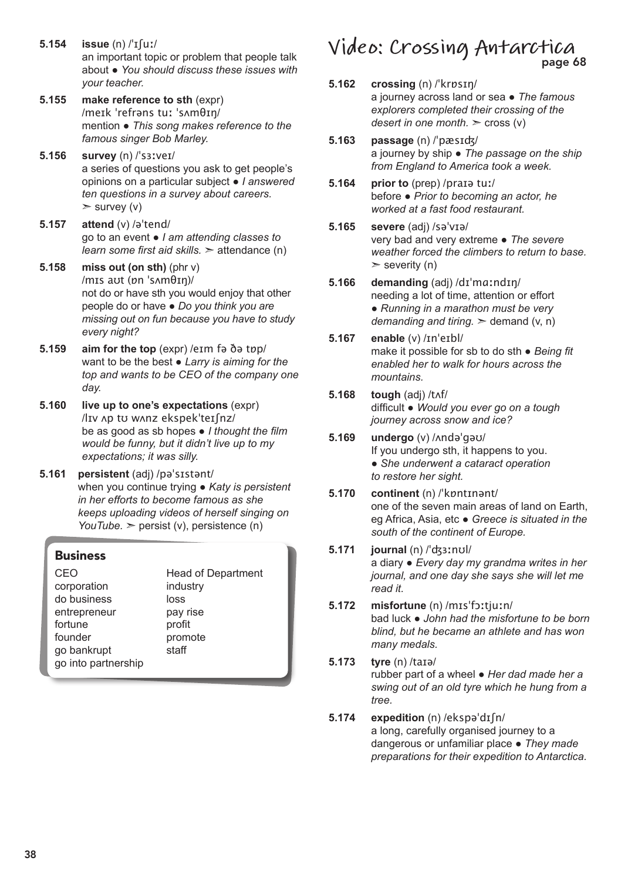**5.154** **issue** (n) /ˈɪʃuː/
an important topic or problem that people talk about ● *You should discuss these issues with your teacher.*

**5.155** **make reference to sth** (expr) /meɪk ˈrefrəns tuː ˈsʌmθɪŋ/
mention ● *This song makes reference to the famous singer Bob Marley.*

**5.156** **survey** (n) /ˈsɜːveɪ/
a series of questions you ask to get people's opinions on a particular subject ● *I answered ten questions in a survey about careers.* ➢ survey (v)

**5.157** **attend** (v) /əˈtend/
go to an event ● *I am attending classes to learn some first aid skills.* ➢ attendance (n)

**5.158** **miss out (on sth)** (phr v) /mɪs aʊt (ɒn ˈsʌmθɪŋ)/
not do or have sth you would enjoy that other people do or have ● *Do you think you are missing out on fun because you have to study every night?*

**5.159** **aim for the top** (expr) /eɪm fə ðə tɒp/
want to be the best ● *Larry is aiming for the top and wants to be CEO of the company one day.*

**5.160** **live up to one's expectations** (expr) /lɪv ʌp tʊ wʌnz ekspekˈteɪʃnz/
be as good as sb hopes ● *I thought the film would be funny, but it didn't live up to my expectations; it was silly.*

**5.161** **persistent** (adj) /pəˈsɪstənt/
when you continue trying ● *Katy is persistent in her efforts to become famous as she keeps uploading videos of herself singing on YouTube.* ➢ persist (v), persistence (n)

### Business

CEO
corporation
do business
entrepreneur
fortune
founder
go bankrupt
go into partnership
Head of Department
industry
loss
pay rise
profit
promote
staff

## Video: Crossing Antarctica
page 68

**5.162** **crossing** (n) /ˈkrɒsɪŋ/
a journey across land or sea ● *The famous explorers completed their crossing of the desert in one month.* ➢ cross (v)

**5.163** **passage** (n) /ˈpæsɪʤ/
a journey by ship ● *The passage on the ship from England to America took a week.*

**5.164** **prior to** (prep) /praɪə tuː/
before ● *Prior to becoming an actor, he worked at a fast food restaurant.*

**5.165** **severe** (adj) /səˈvɪə/
very bad and very extreme ● *The severe weather forced the climbers to return to base.* ➢ severity (n)

**5.166** **demanding** (adj) /dɪˈmɑːndɪŋ/
needing a lot of time, attention or effort ● *Running in a marathon must be very demanding and tiring.* ➢ demand (v, n)

**5.167** **enable** (v) /ɪnˈeɪbl/
make it possible for sb to do sth ● *Being fit enabled her to walk for hours across the mountains.*

**5.168** **tough** (adj) /tʌf/
difficult ● *Would you ever go on a tough journey across snow and ice?*

**5.169** **undergo** (v) /ʌndəˈgəʊ/
If you undergo sth, it happens to you. ● *She underwent a cataract operation to restore her sight.*

**5.170** **continent** (n) /ˈkɒntɪnənt/
one of the seven main areas of land on Earth, eg Africa, Asia, etc ● *Greece is situated in the south of the continent of Europe.*

**5.171** **journal** (n) /ˈʤɜːnʊl/
a diary ● *Every day my grandma writes in her journal, and one day she says she will let me read it.*

**5.172** **misfortune** (n) /mɪsˈfɔːtjuːn/
bad luck ● *John had the misfortune to be born blind, but he became an athlete and has won many medals.*

**5.173** **tyre** (n) /taɪə/
rubber part of a wheel ● *Her dad made her a swing out of an old tyre which he hung from a tree.*

**5.174** **expedition** (n) /ekspəˈdɪʃn/
a long, carefully organised journey to a dangerous or unfamiliar place ● *They made preparations for their expedition to Antarctica.*